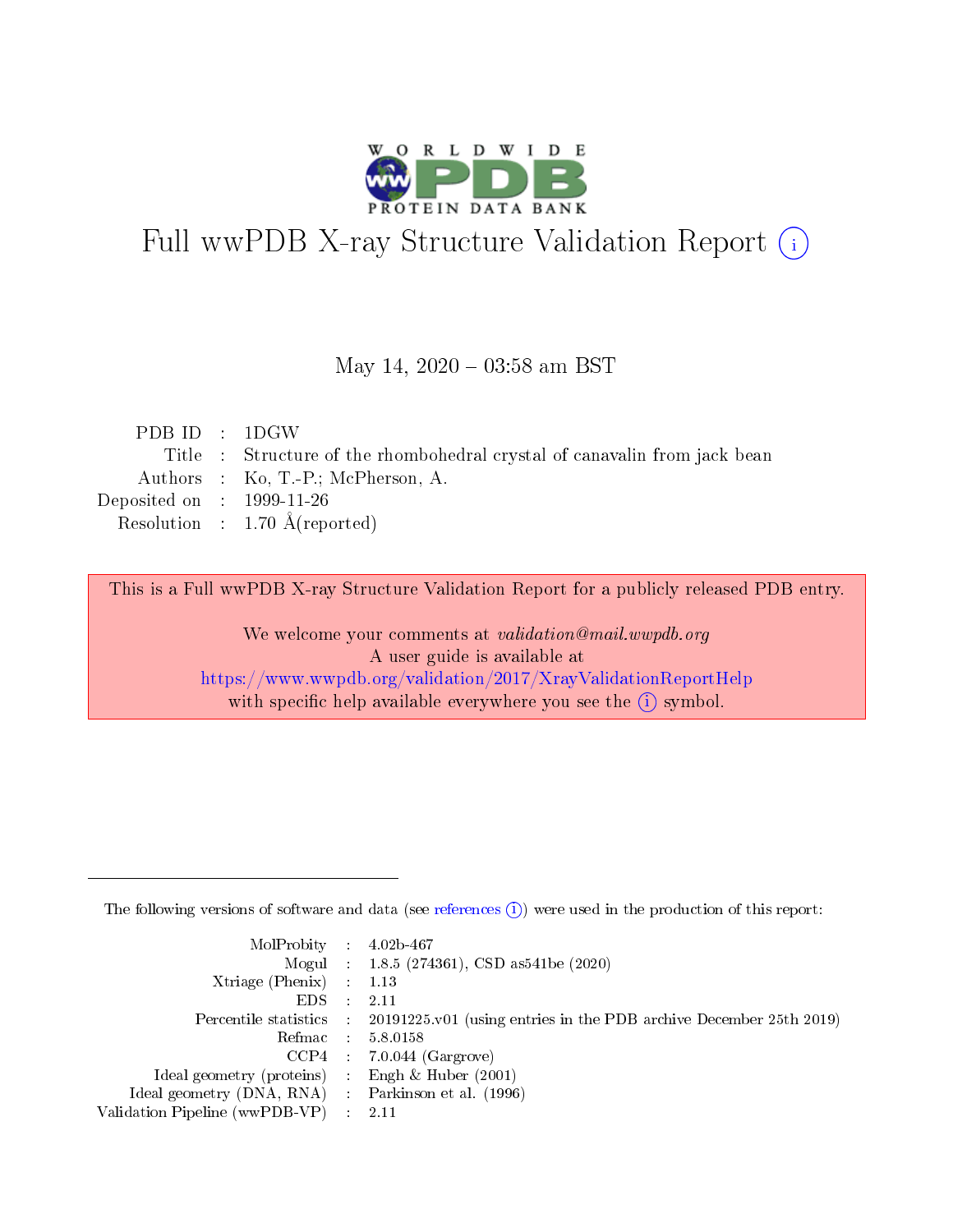# Full wwPDB X-ray Structure Validation Report (i)

May 14, 2020 – 03:58 am BST

| | | |
|---|---|---|
| PDB ID | : | 1DGW |
| Title | : | Structure of the rhombohedral crystal of canavalin from jack bean |
| Authors | : | Ko, T.-P.; McPherson, A. |
| Deposited on | : | 1999-11-26 |
| Resolution | : | 1.70 Å(reported) |

This is a Full wwPDB X-ray Structure Validation Report for a publicly released PDB entry.

We welcome your comments at *validation@mail.wwpdb.org*
A user guide is available at
https://www.wwpdb.org/validation/2017/XrayValidationReportHelp
with specific help available everywhere you see the (i) symbol.

---

The following versions of software and data (see references (i)) were used in the production of this report:

| | | |
|---|---|---|
| MolProbity | : | 4.02b-467 |
| Mogul | : | 1.8.5 (274361), CSD as541be (2020) |
| Xtriage (Phenix) | : | 1.13 |
| EDS | : | 2.11 |
| Percentile statistics | : | 20191225.v01 (using entries in the PDB archive December 25th 2019) |
| Refmac | : | 5.8.0158 |
| CCP4 | : | 7.0.044 (Gargrove) |
| Ideal geometry (proteins) | : | Engh & Huber (2001) |
| Ideal geometry (DNA, RNA) | : | Parkinson et al. (1996) |
| Validation Pipeline (wwPDB-VP) | : | 2.11 |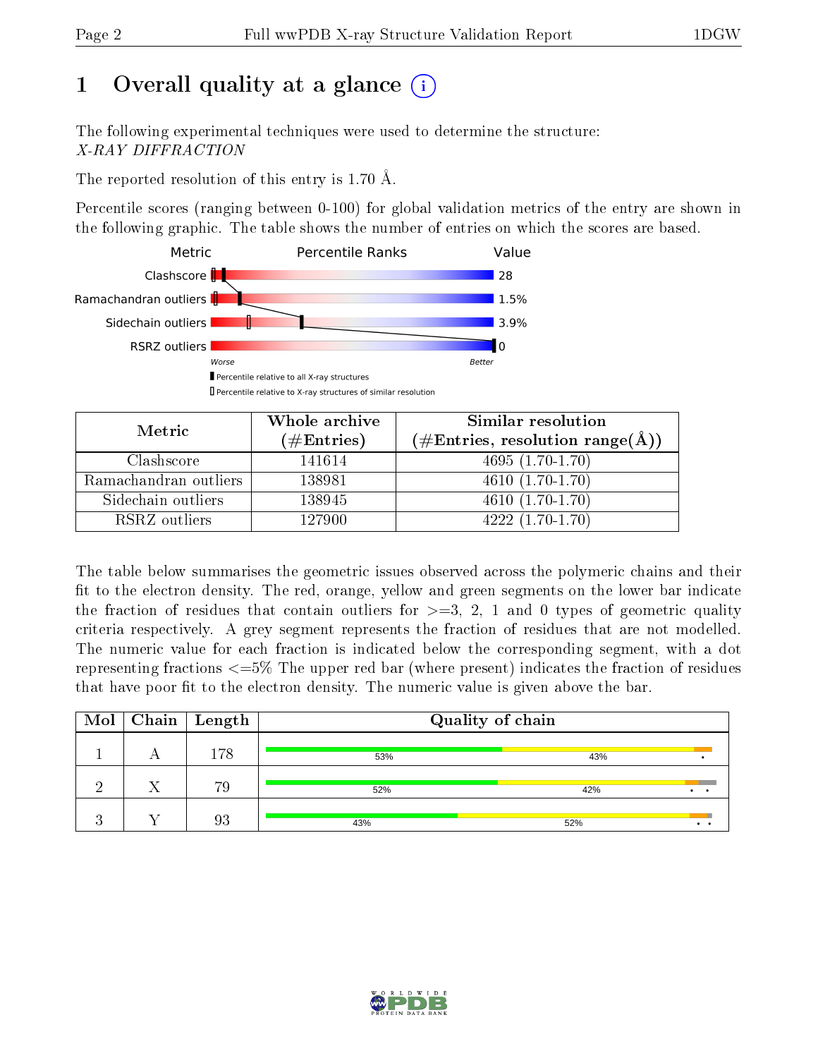# 1 Overall quality at a glance

The following experimental techniques were used to determine the structure:
*X-RAY DIFFRACTION*

The reported resolution of this entry is 1.70 Å.

Percentile scores (ranging between 0-100) for global validation metrics of the entry are shown in the following graphic. The table shows the number of entries on which the scores are based.

| Metric | Value |
|---|---|
| Clashscore | 28 |
| Ramachandran outliers | 1.5% |
| Sidechain outliers | 3.9% |
| RSRZ outliers | 0 |

Worse — Better

Percentile relative to all X-ray structures

Percentile relative to X-ray structures of similar resolution

| Metric | Whole archive (#Entries) | Similar resolution (#Entries, resolution range(Å)) |
|---|---|---|
| Clashscore | 141614 | 4695 (1.70-1.70) |
| Ramachandran outliers | 138981 | 4610 (1.70-1.70) |
| Sidechain outliers | 138945 | 4610 (1.70-1.70) |
| RSRZ outliers | 127900 | 4222 (1.70-1.70) |

The table below summarises the geometric issues observed across the polymeric chains and their fit to the electron density. The red, orange, yellow and green segments on the lower bar indicate the fraction of residues that contain outliers for >=3, 2, 1 and 0 types of geometric quality criteria respectively. A grey segment represents the fraction of residues that are not modelled. The numeric value for each fraction is indicated below the corresponding segment, with a dot representing fractions <=5% The upper red bar (where present) indicates the fraction of residues that have poor fit to the electron density. The numeric value is given above the bar.

| Mol | Chain | Length | Quality of chain |
|---|---|---|---|
| 1 | A | 178 | 53% · 43% · • |
| 2 | X | 79 | 52% · 42% · • • |
| 3 | Y | 93 | 43% · 52% · • • |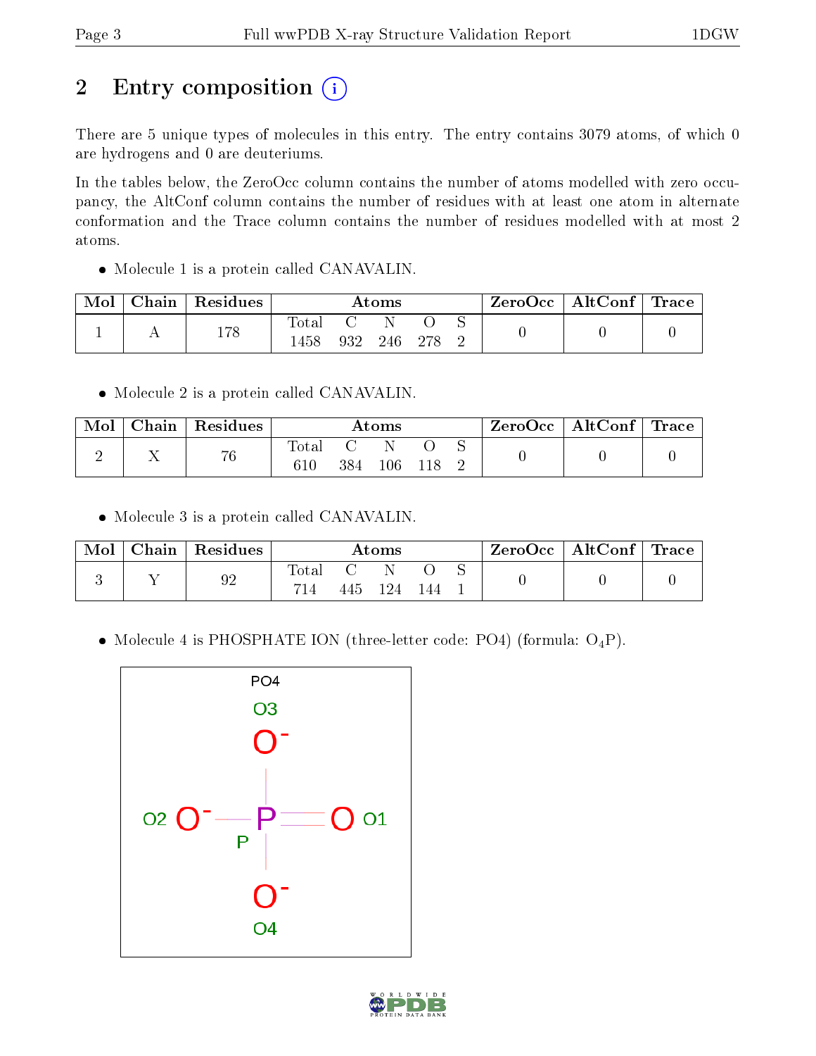## 2 Entry composition

There are 5 unique types of molecules in this entry. The entry contains 3079 atoms, of which 0 are hydrogens and 0 are deuteriums.

In the tables below, the ZeroOcc column contains the number of atoms modelled with zero occupancy, the AltConf column contains the number of residues with at least one atom in alternate conformation and the Trace column contains the number of residues modelled with at most 2 atoms.

- Molecule 1 is a protein called CANAVALIN.

| Mol | Chain | Residues | Atoms | | | | | ZeroOcc | AltConf | Trace |
|---|---|---|---|---|---|---|---|---|---|---|
| | | | Total | C | N | O | S | | | |
| 1 | A | 178 | 1458 | 932 | 246 | 278 | 2 | 0 | 0 | 0 |

- Molecule 2 is a protein called CANAVALIN.

| Mol | Chain | Residues | Atoms | | | | | ZeroOcc | AltConf | Trace |
|---|---|---|---|---|---|---|---|---|---|---|
| | | | Total | C | N | O | S | | | |
| 2 | X | 76 | 610 | 384 | 106 | 118 | 2 | 0 | 0 | 0 |

- Molecule 3 is a protein called CANAVALIN.

| Mol | Chain | Residues | Atoms | | | | | ZeroOcc | AltConf | Trace |
|---|---|---|---|---|---|---|---|---|---|---|
| | | | Total | C | N | O | S | | | |
| 3 | Y | 92 | 714 | 445 | 124 | 144 | 1 | 0 | 0 | 0 |

- Molecule 4 is PHOSPHATE ION (three-letter code: PO4) (formula: $O_4P$).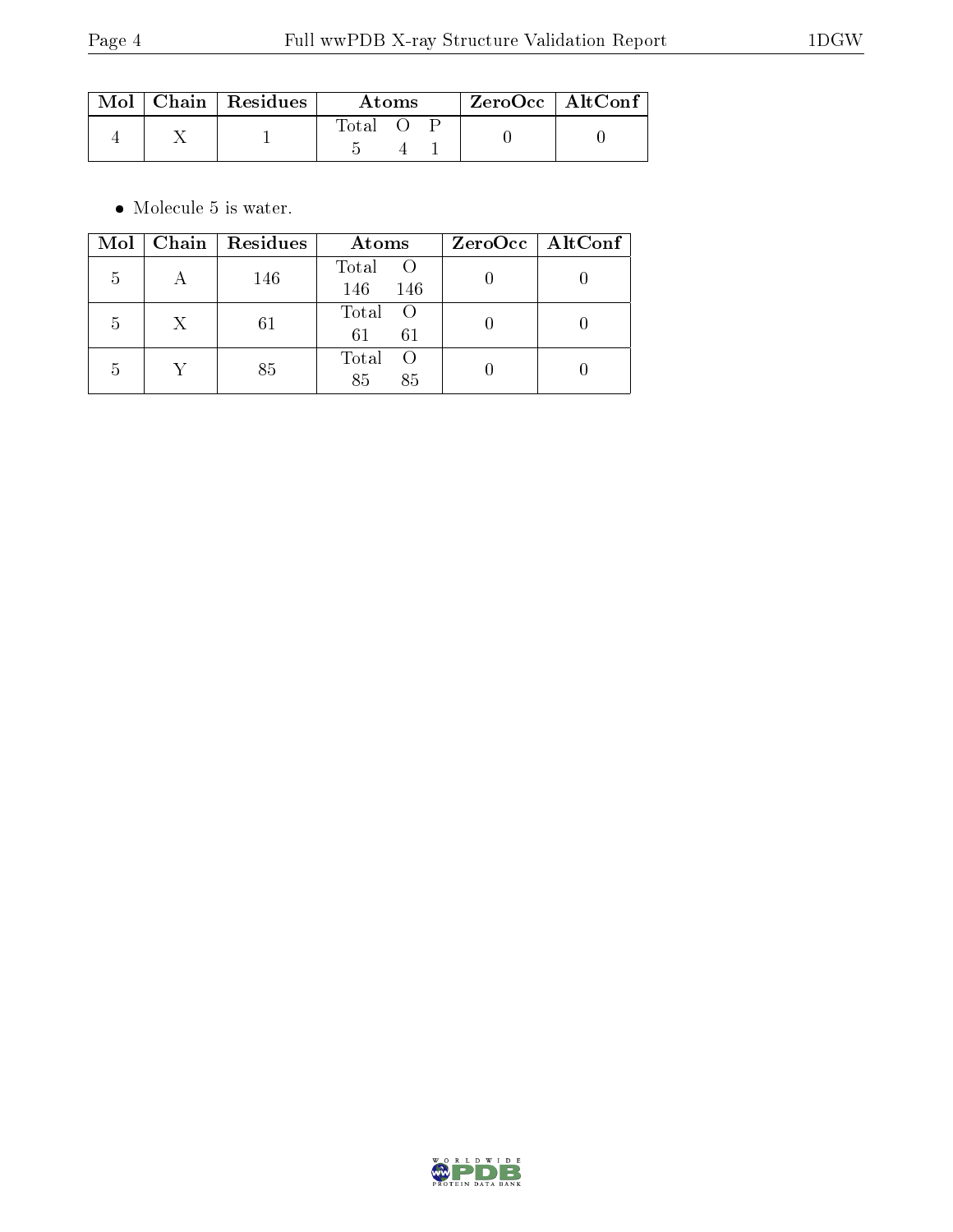| Mol | Chain | Residues | Atoms | | | ZeroOcc | AltConf |
|---|---|---|---|---|---|---|---|
| | | | Total | O | P | | |
| 4 | X | 1 | 5 | 4 | 1 | 0 | 0 |

- Molecule 5 is water.

| Mol | Chain | Residues | Atoms | | ZeroOcc | AltConf |
|---|---|---|---|---|---|---|
| | | | Total | O | | |
| 5 | A | 146 | 146 | 146 | 0 | 0 |
| 5 | X | 61 | 61 | 61 | 0 | 0 |
| 5 | Y | 85 | 85 | 85 | 0 | 0 |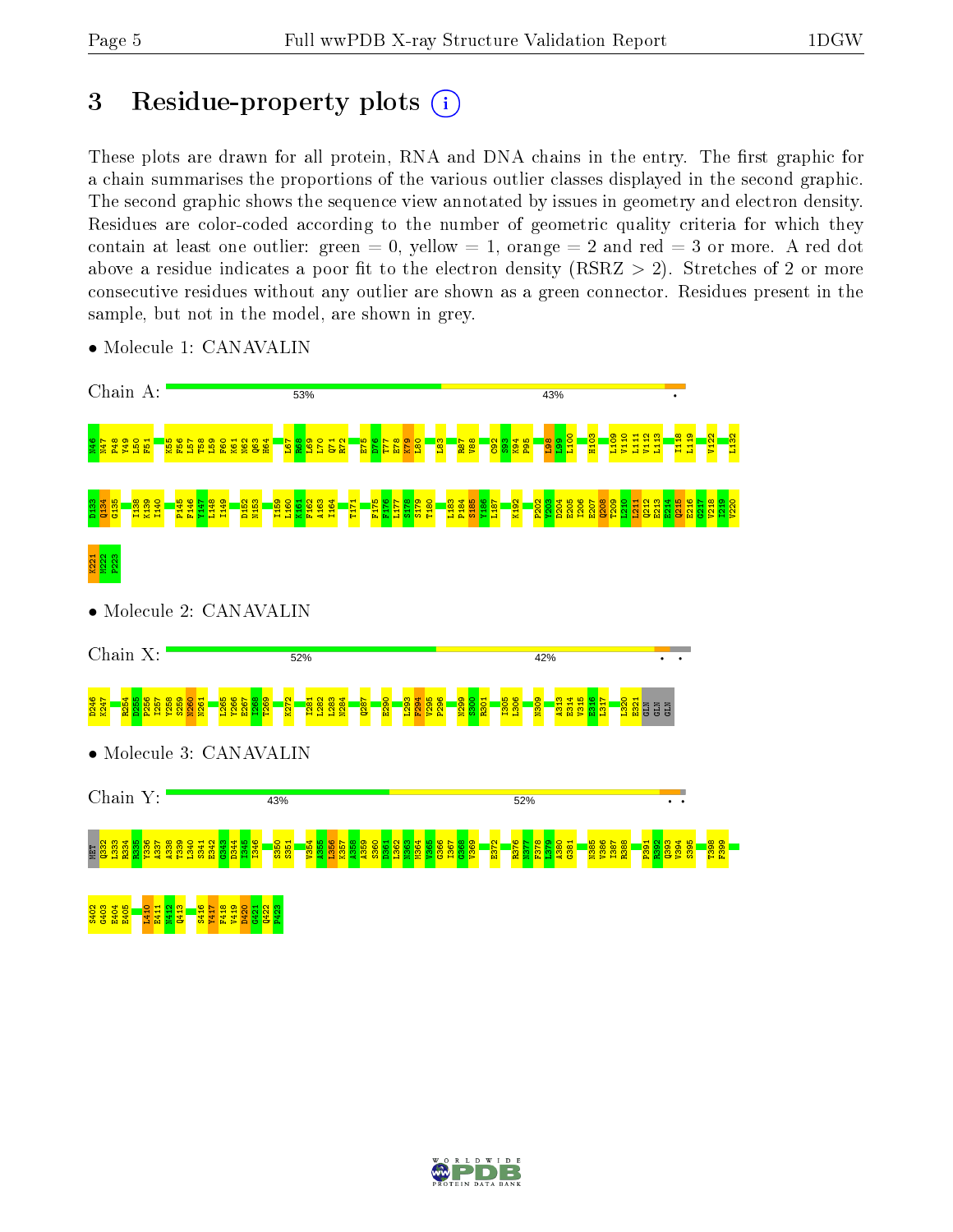# 3 Residue-property plots

These plots are drawn for all protein, RNA and DNA chains in the entry. The first graphic for a chain summarises the proportions of the various outlier classes displayed in the second graphic. The second graphic shows the sequence view annotated by issues in geometry and electron density. Residues are color-coded according to the number of geometric quality criteria for which they contain at least one outlier: green = 0, yellow = 1, orange = 2 and red = 3 or more. A red dot above a residue indicates a poor fit to the electron density (RSRZ > 2). Stretches of 2 or more consecutive residues without any outlier are shown as a green connector. Residues present in the sample, but not in the model, are shown in grey.

- Molecule 1: CANAVALIN

Chain A: 53% | 43% | •

N46 K47 P48 Y49 L50 F51 K55 F56 L57 T58 L59 F60 K61 N62 Q63 H64 I67 R68 L69 L70 Q71 R72 E75 D76 T77 E78 K79 L80 L83 R87 V88 C92 S93 K94 P95 L98 L99 L100 H103 L109 V110 L111 V112 L113 I118 L119 V122 L132 D133 Q134 G135 I138 K139 I140 P145 F146 Y147 L148 I149 D152 N153 I159 L160 K161 F162 A163 I164 T171 F175 F176 L177 S178 S179 T180 L183 P184 S185 Y186 L187 K192 P202 Y203 D204 E205 I206 E207 Q208 T209 L210 L211 Q212 E213 E214 Q215 E216 G217 V218 I219 V220 K221 V222 P223

- Molecule 2: CANAVALIN

Chain X: 52% | 42% | • •

D246 K247 R254 D255 P256 I257 Y258 S259 N260 N261 L265 Y266 E267 I268 T269 K272 I281 L282 L283 N284 Q287 E290 L293 F294 V295 P296 N299 S300 R301 I305 L306 N309 A313 E314 V315 E316 L317 L320 E321 GLN GLN GLN

- Molecule 3: CANAVALIN

Chain Y: 43% | 52% | • •

MET Q332 L333 R334 R335 Y336 A337 A338 T339 L340 S341 E342 G343 D344 I345 I346 S350 S351 V354 A355 L356 K357 A358 A359 S360 D361 L362 N363 N364 V365 G366 I367 G368 V369 E372 R376 N377 F378 I379 A380 G381 N385 V386 I387 R388 P391 E392 Q393 V394 S395 T398 F399 S402 G403 E404 E405 L410 E411 N412 Q413 S416 Y417 F418 V419 D420 G421 Q422 P423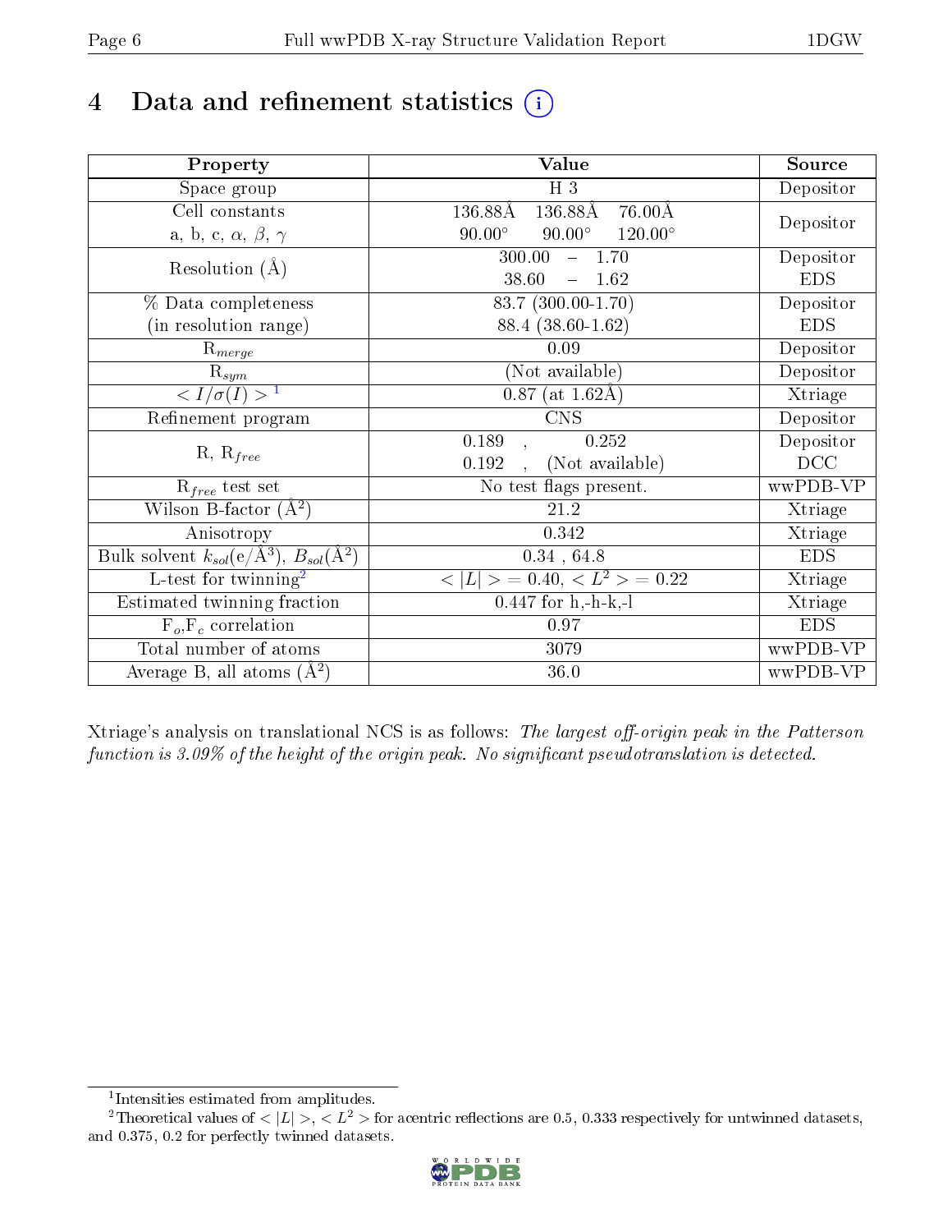# 4 Data and refinement statistics

| Property | Value | Source |
|---|---|---|
| Space group | H 3 | Depositor |
| Cell constants<br>a, b, c, $\alpha$, $\beta$, $\gamma$ | 136.88Å 136.88Å 76.00Å<br>90.00° 90.00° 120.00° | Depositor |
| Resolution (Å) | 300.00 – 1.70<br>38.60 – 1.62 | Depositor<br>EDS |
| % Data completeness<br>(in resolution range) | 83.7 (300.00-1.70)<br>88.4 (38.60-1.62) | Depositor<br>EDS |
| $R_{merge}$ | 0.09 | Depositor |
| $R_{sym}$ | (Not available) | Depositor |
| $< I/\sigma(I) >$ [1] | 0.87 (at 1.62Å) | Xtriage |
| Refinement program | CNS | Depositor |
| R, $R_{free}$ | 0.189 , 0.252<br>0.192 , (Not available) | Depositor<br>DCC |
| $R_{free}$ test set | No test flags present. | wwPDB-VP |
| Wilson B-factor (Å$^2$) | 21.2 | Xtriage |
| Anisotropy | 0.342 | Xtriage |
| Bulk solvent $k_{sol}$(e/Å$^3$), $B_{sol}$(Å$^2$) | 0.34 , 64.8 | EDS |
| L-test for twinning[2] | $< \|L\| > = 0.40$, $< L^2 > = 0.22$ | Xtriage |
| Estimated twinning fraction | 0.447 for h,-h-k,-l | Xtriage |
| $F_o$,$F_c$ correlation | 0.97 | EDS |
| Total number of atoms | 3079 | wwPDB-VP |
| Average B, all atoms (Å$^2$) | 36.0 | wwPDB-VP |

Xtriage's analysis on translational NCS is as follows: *The largest off-origin peak in the Patterson function is 3.09% of the height of the origin peak. No significant pseudotranslation is detected.*

[1] Intensities estimated from amplitudes.

[2] Theoretical values of $< |L| >$, $< L^2 >$ for acentric reflections are 0.5, 0.333 respectively for untwinned datasets, and 0.375, 0.2 for perfectly twinned datasets.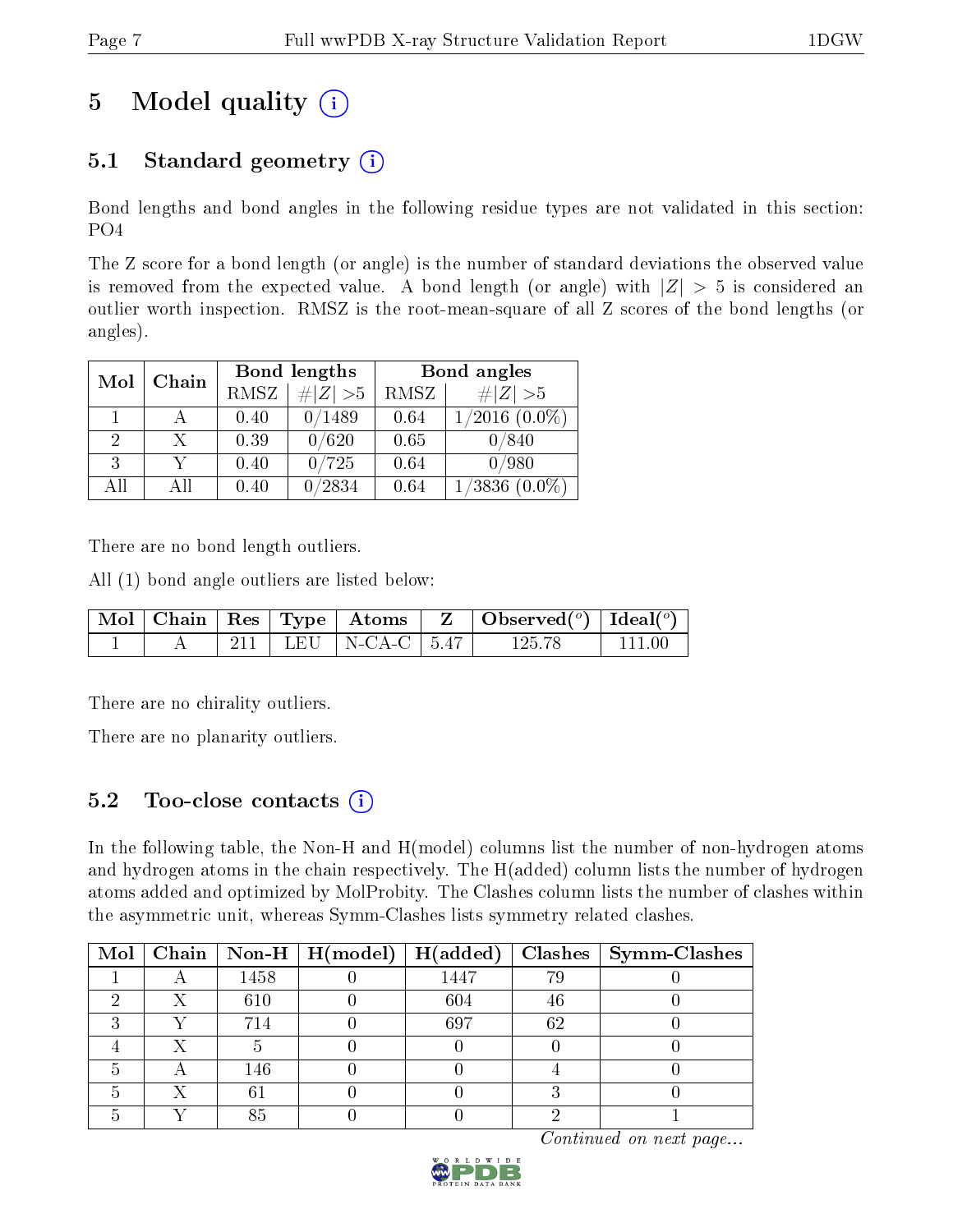# 5 Model quality (i)

## 5.1 Standard geometry (i)

Bond lengths and bond angles in the following residue types are not validated in this section: PO4

The Z score for a bond length (or angle) is the number of standard deviations the observed value is removed from the expected value. A bond length (or angle) with $|Z| > 5$ is considered an outlier worth inspection. RMSZ is the root-mean-square of all Z scores of the bond lengths (or angles).

| Mol | Chain | Bond lengths | | Bond angles | |
|---|---|---|---|---|---|
| | | RMSZ | #\|Z\| >5 | RMSZ | #\|Z\| >5 |
| 1 | A | 0.40 | 0/1489 | 0.64 | 1/2016 (0.0%) |
| 2 | X | 0.39 | 0/620 | 0.65 | 0/840 |
| 3 | Y | 0.40 | 0/725 | 0.64 | 0/980 |
| All | All | 0.40 | 0/2834 | 0.64 | 1/3836 (0.0%) |

There are no bond length outliers.

All (1) bond angle outliers are listed below:

| Mol | Chain | Res | Type | Atoms | Z | Observed(°) | Ideal(°) |
|---|---|---|---|---|---|---|---|
| 1 | A | 211 | LEU | N-CA-C | 5.47 | 125.78 | 111.00 |

There are no chirality outliers.

There are no planarity outliers.

## 5.2 Too-close contacts (i)

In the following table, the Non-H and H(model) columns list the number of non-hydrogen atoms and hydrogen atoms in the chain respectively. The H(added) column lists the number of hydrogen atoms added and optimized by MolProbity. The Clashes column lists the number of clashes within the asymmetric unit, whereas Symm-Clashes lists symmetry related clashes.

| Mol | Chain | Non-H | H(model) | H(added) | Clashes | Symm-Clashes |
|---|---|---|---|---|---|---|
| 1 | A | 1458 | 0 | 1447 | 79 | 0 |
| 2 | X | 610 | 0 | 604 | 46 | 0 |
| 3 | Y | 714 | 0 | 697 | 62 | 0 |
| 4 | X | 5 | 0 | 0 | 0 | 0 |
| 5 | A | 146 | 0 | 0 | 4 | 0 |
| 5 | X | 61 | 0 | 0 | 3 | 0 |
| 5 | Y | 85 | 0 | 0 | 2 | 1 |

*Continued on next page...*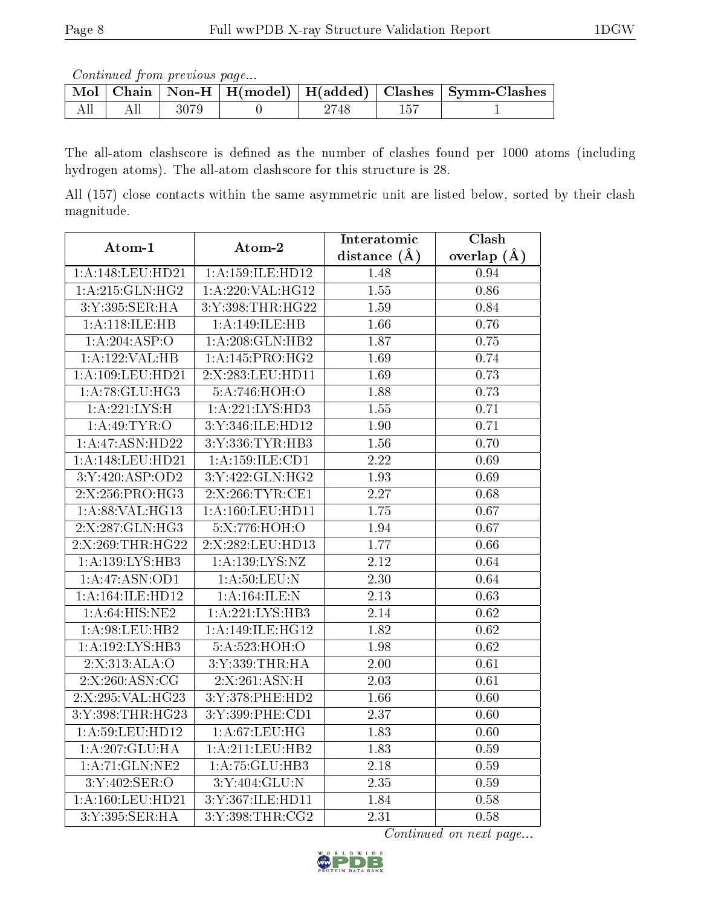*Continued from previous page...*

| Mol | Chain | Non-H | H(model) | H(added) | Clashes | Symm-Clashes |
|---|---|---|---|---|---|---|
| All | All | 3079 | 0 | 2748 | 157 | 1 |

The all-atom clashscore is defined as the number of clashes found per 1000 atoms (including hydrogen atoms). The all-atom clashscore for this structure is 28.

All (157) close contacts within the same asymmetric unit are listed below, sorted by their clash magnitude.

| Atom-1 | Atom-2 | Interatomic distance (Å) | Clash overlap (Å) |
|---|---|---|---|
| 1:A:148:LEU:HD21 | 1:A:159:ILE:HD12 | 1.48 | 0.94 |
| 1:A:215:GLN:HG2 | 1:A:220:VAL:HG12 | 1.55 | 0.86 |
| 3:Y:395:SER:HA | 3:Y:398:THR:HG22 | 1.59 | 0.84 |
| 1:A:118:ILE:HB | 1:A:149:ILE:HB | 1.66 | 0.76 |
| 1:A:204:ASP:O | 1:A:208:GLN:HB2 | 1.87 | 0.75 |
| 1:A:122:VAL:HB | 1:A:145:PRO:HG2 | 1.69 | 0.74 |
| 1:A:109:LEU:HD21 | 2:X:283:LEU:HD11 | 1.69 | 0.73 |
| 1:A:78:GLU:HG3 | 5:A:746:HOH:O | 1.88 | 0.73 |
| 1:A:221:LYS:H | 1:A:221:LYS:HD3 | 1.55 | 0.71 |
| 1:A:49:TYR:O | 3:Y:346:ILE:HD12 | 1.90 | 0.71 |
| 1:A:47:ASN:HD22 | 3:Y:336:TYR:HB3 | 1.56 | 0.70 |
| 1:A:148:LEU:HD21 | 1:A:159:ILE:CD1 | 2.22 | 0.69 |
| 3:Y:420:ASP:OD2 | 3:Y:422:GLN:HG2 | 1.93 | 0.69 |
| 2:X:256:PRO:HG3 | 2:X:266:TYR:CE1 | 2.27 | 0.68 |
| 1:A:88:VAL:HG13 | 1:A:160:LEU:HD11 | 1.75 | 0.67 |
| 2:X:287:GLN:HG3 | 5:X:776:HOH:O | 1.94 | 0.67 |
| 2:X:269:THR:HG22 | 2:X:282:LEU:HD13 | 1.77 | 0.66 |
| 1:A:139:LYS:HB3 | 1:A:139:LYS:NZ | 2.12 | 0.64 |
| 1:A:47:ASN:OD1 | 1:A:50:LEU:N | 2.30 | 0.64 |
| 1:A:164:ILE:HD12 | 1:A:164:ILE:N | 2.13 | 0.63 |
| 1:A:64:HIS:NE2 | 1:A:221:LYS:HB3 | 2.14 | 0.62 |
| 1:A:98:LEU:HB2 | 1:A:149:ILE:HG12 | 1.82 | 0.62 |
| 1:A:192:LYS:HB3 | 5:A:523:HOH:O | 1.98 | 0.62 |
| 2:X:313:ALA:O | 3:Y:339:THR:HA | 2.00 | 0.61 |
| 2:X:260:ASN:CG | 2:X:261:ASN:H | 2.03 | 0.61 |
| 2:X:295:VAL:HG23 | 3:Y:378:PHE:HD2 | 1.66 | 0.60 |
| 3:Y:398:THR:HG23 | 3:Y:399:PHE:CD1 | 2.37 | 0.60 |
| 1:A:59:LEU:HD12 | 1:A:67:LEU:HG | 1.83 | 0.60 |
| 1:A:207:GLU:HA | 1:A:211:LEU:HB2 | 1.83 | 0.59 |
| 1:A:71:GLN:NE2 | 1:A:75:GLU:HB3 | 2.18 | 0.59 |
| 3:Y:402:SER:O | 3:Y:404:GLU:N | 2.35 | 0.59 |
| 1:A:160:LEU:HD21 | 3:Y:367:ILE:HD11 | 1.84 | 0.58 |
| 3:Y:395:SER:HA | 3:Y:398:THR:CG2 | 2.31 | 0.58 |

*Continued on next page...*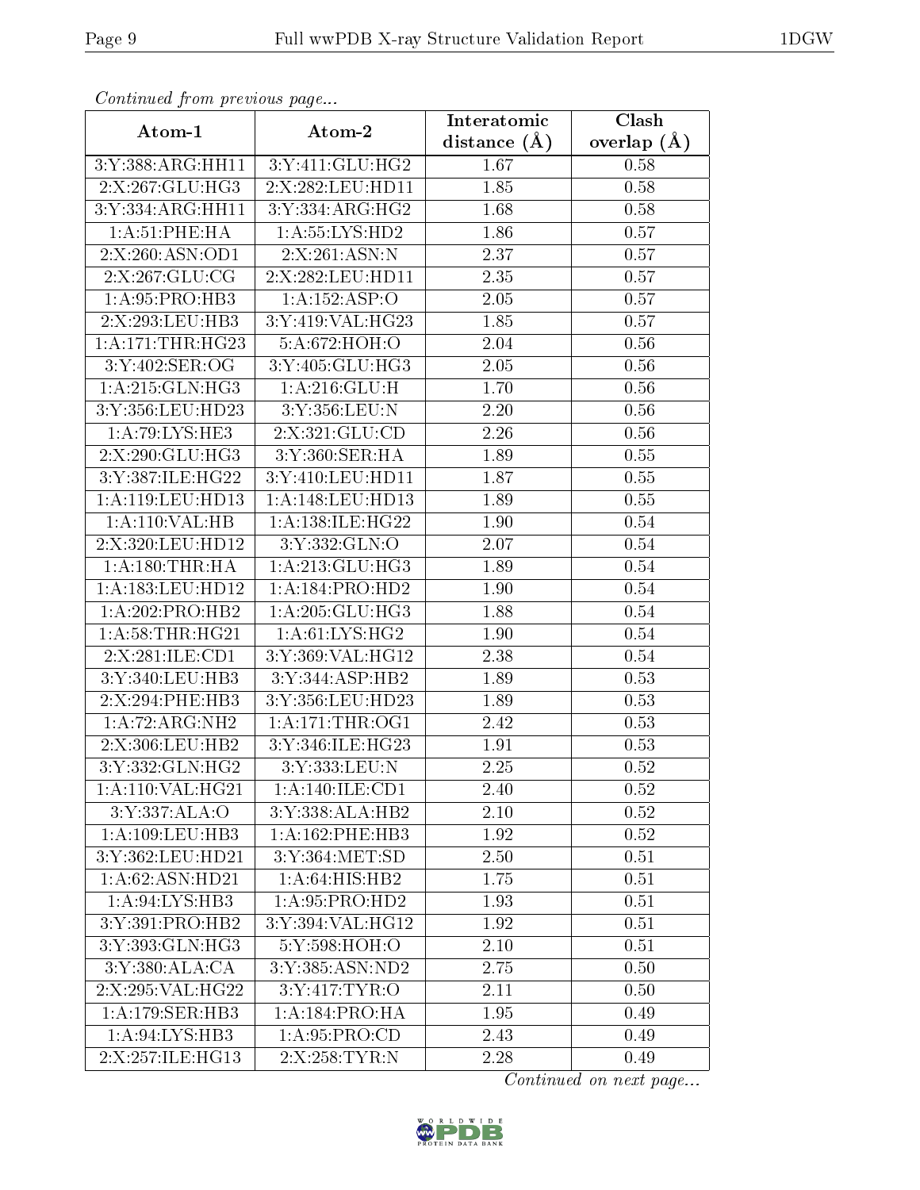*Continued from previous page...*

| Atom-1 | Atom-2 | Interatomic distance (Å) | Clash overlap (Å) |
|---|---|---|---|
| 3:Y:388:ARG:HH11 | 3:Y:411:GLU:HG2 | 1.67 | 0.58 |
| 2:X:267:GLU:HG3 | 2:X:282:LEU:HD11 | 1.85 | 0.58 |
| 3:Y:334:ARG:HH11 | 3:Y:334:ARG:HG2 | 1.68 | 0.58 |
| 1:A:51:PHE:HA | 1:A:55:LYS:HD2 | 1.86 | 0.57 |
| 2:X:260:ASN:OD1 | 2:X:261:ASN:N | 2.37 | 0.57 |
| 2:X:267:GLU:CG | 2:X:282:LEU:HD11 | 2.35 | 0.57 |
| 1:A:95:PRO:HB3 | 1:A:152:ASP:O | 2.05 | 0.57 |
| 2:X:293:LEU:HB3 | 3:Y:419:VAL:HG23 | 1.85 | 0.57 |
| 1:A:171:THR:HG23 | 5:A:672:HOH:O | 2.04 | 0.56 |
| 3:Y:402:SER:OG | 3:Y:405:GLU:HG3 | 2.05 | 0.56 |
| 1:A:215:GLN:HG3 | 1:A:216:GLU:H | 1.70 | 0.56 |
| 3:Y:356:LEU:HD23 | 3:Y:356:LEU:N | 2.20 | 0.56 |
| 1:A:79:LYS:HE3 | 2:X:321:GLU:CD | 2.26 | 0.56 |
| 2:X:290:GLU:HG3 | 3:Y:360:SER:HA | 1.89 | 0.55 |
| 3:Y:387:ILE:HG22 | 3:Y:410:LEU:HD11 | 1.87 | 0.55 |
| 1:A:119:LEU:HD13 | 1:A:148:LEU:HD13 | 1.89 | 0.55 |
| 1:A:110:VAL:HB | 1:A:138:ILE:HG22 | 1.90 | 0.54 |
| 2:X:320:LEU:HD12 | 3:Y:332:GLN:O | 2.07 | 0.54 |
| 1:A:180:THR:HA | 1:A:213:GLU:HG3 | 1.89 | 0.54 |
| 1:A:183:LEU:HD12 | 1:A:184:PRO:HD2 | 1.90 | 0.54 |
| 1:A:202:PRO:HB2 | 1:A:205:GLU:HG3 | 1.88 | 0.54 |
| 1:A:58:THR:HG21 | 1:A:61:LYS:HG2 | 1.90 | 0.54 |
| 2:X:281:ILE:CD1 | 3:Y:369:VAL:HG12 | 2.38 | 0.54 |
| 3:Y:340:LEU:HB3 | 3:Y:344:ASP:HB2 | 1.89 | 0.53 |
| 2:X:294:PHE:HB3 | 3:Y:356:LEU:HD23 | 1.89 | 0.53 |
| 1:A:72:ARG:NH2 | 1:A:171:THR:OG1 | 2.42 | 0.53 |
| 2:X:306:LEU:HB2 | 3:Y:346:ILE:HG23 | 1.91 | 0.53 |
| 3:Y:332:GLN:HG2 | 3:Y:333:LEU:N | 2.25 | 0.52 |
| 1:A:110:VAL:HG21 | 1:A:140:ILE:CD1 | 2.40 | 0.52 |
| 3:Y:337:ALA:O | 3:Y:338:ALA:HB2 | 2.10 | 0.52 |
| 1:A:109:LEU:HB3 | 1:A:162:PHE:HB3 | 1.92 | 0.52 |
| 3:Y:362:LEU:HD21 | 3:Y:364:MET:SD | 2.50 | 0.51 |
| 1:A:62:ASN:HD21 | 1:A:64:HIS:HB2 | 1.75 | 0.51 |
| 1:A:94:LYS:HB3 | 1:A:95:PRO:HD2 | 1.93 | 0.51 |
| 3:Y:391:PRO:HB2 | 3:Y:394:VAL:HG12 | 1.92 | 0.51 |
| 3:Y:393:GLN:HG3 | 5:Y:598:HOH:O | 2.10 | 0.51 |
| 3:Y:380:ALA:CA | 3:Y:385:ASN:ND2 | 2.75 | 0.50 |
| 2:X:295:VAL:HG22 | 3:Y:417:TYR:O | 2.11 | 0.50 |
| 1:A:179:SER:HB3 | 1:A:184:PRO:HA | 1.95 | 0.49 |
| 1:A:94:LYS:HB3 | 1:A:95:PRO:CD | 2.43 | 0.49 |
| 2:X:257:ILE:HG13 | 2:X:258:TYR:N | 2.28 | 0.49 |

*Continued on next page...*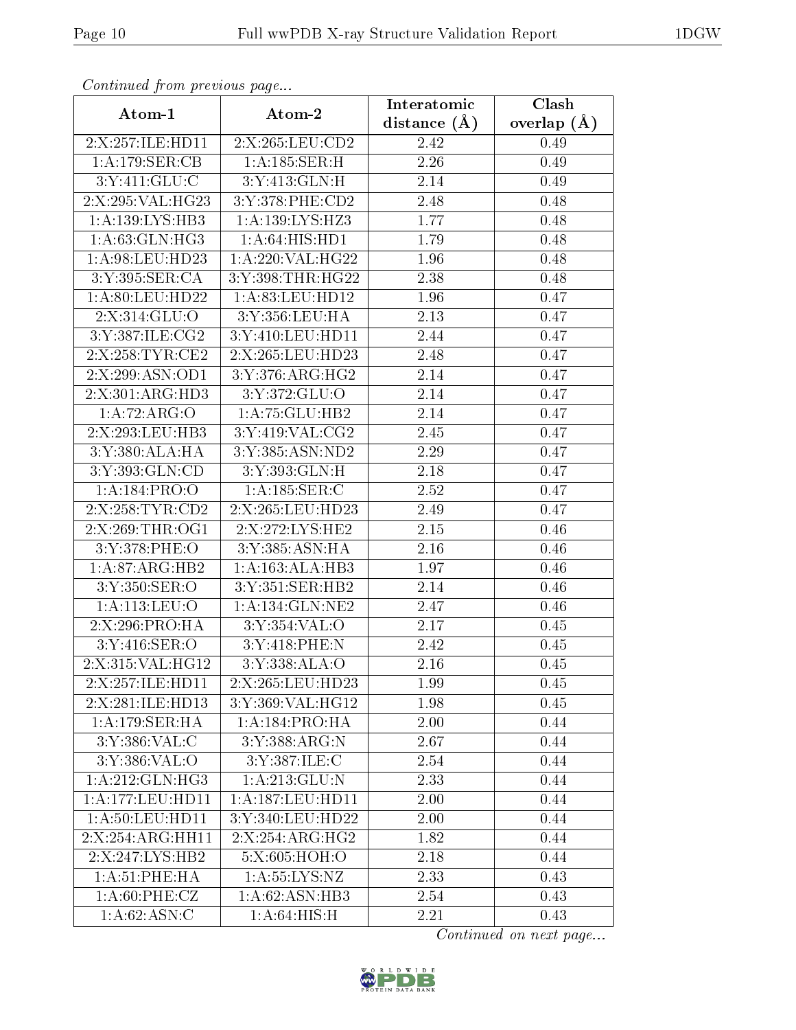*Continued from previous page...*

| Atom-1 | Atom-2 | Interatomic distance (Å) | Clash overlap (Å) |
| --- | --- | --- | --- |
| 2:X:257:ILE:HD11 | 2:X:265:LEU:CD2 | 2.42 | 0.49 |
| 1:A:179:SER:CB | 1:A:185:SER:H | 2.26 | 0.49 |
| 3:Y:411:GLU:C | 3:Y:413:GLN:H | 2.14 | 0.49 |
| 2:X:295:VAL:HG23 | 3:Y:378:PHE:CD2 | 2.48 | 0.48 |
| 1:A:139:LYS:HB3 | 1:A:139:LYS:HZ3 | 1.77 | 0.48 |
| 1:A:63:GLN:HG3 | 1:A:64:HIS:HD1 | 1.79 | 0.48 |
| 1:A:98:LEU:HD23 | 1:A:220:VAL:HG22 | 1.96 | 0.48 |
| 3:Y:395:SER:CA | 3:Y:398:THR:HG22 | 2.38 | 0.48 |
| 1:A:80:LEU:HD22 | 1:A:83:LEU:HD12 | 1.96 | 0.47 |
| 2:X:314:GLU:O | 3:Y:356:LEU:HA | 2.13 | 0.47 |
| 3:Y:387:ILE:CG2 | 3:Y:410:LEU:HD11 | 2.44 | 0.47 |
| 2:X:258:TYR:CE2 | 2:X:265:LEU:HD23 | 2.48 | 0.47 |
| 2:X:299:ASN:OD1 | 3:Y:376:ARG:HG2 | 2.14 | 0.47 |
| 2:X:301:ARG:HD3 | 3:Y:372:GLU:O | 2.14 | 0.47 |
| 1:A:72:ARG:O | 1:A:75:GLU:HB2 | 2.14 | 0.47 |
| 2:X:293:LEU:HB3 | 3:Y:419:VAL:CG2 | 2.45 | 0.47 |
| 3:Y:380:ALA:HA | 3:Y:385:ASN:ND2 | 2.29 | 0.47 |
| 3:Y:393:GLN:CD | 3:Y:393:GLN:H | 2.18 | 0.47 |
| 1:A:184:PRO:O | 1:A:185:SER:C | 2.52 | 0.47 |
| 2:X:258:TYR:CD2 | 2:X:265:LEU:HD23 | 2.49 | 0.47 |
| 2:X:269:THR:OG1 | 2:X:272:LYS:HE2 | 2.15 | 0.46 |
| 3:Y:378:PHE:O | 3:Y:385:ASN:HA | 2.16 | 0.46 |
| 1:A:87:ARG:HB2 | 1:A:163:ALA:HB3 | 1.97 | 0.46 |
| 3:Y:350:SER:O | 3:Y:351:SER:HB2 | 2.14 | 0.46 |
| 1:A:113:LEU:O | 1:A:134:GLN:NE2 | 2.47 | 0.46 |
| 2:X:296:PRO:HA | 3:Y:354:VAL:O | 2.17 | 0.45 |
| 3:Y:416:SER:O | 3:Y:418:PHE:N | 2.42 | 0.45 |
| 2:X:315:VAL:HG12 | 3:Y:338:ALA:O | 2.16 | 0.45 |
| 2:X:257:ILE:HD11 | 2:X:265:LEU:HD23 | 1.99 | 0.45 |
| 2:X:281:ILE:HD13 | 3:Y:369:VAL:HG12 | 1.98 | 0.45 |
| 1:A:179:SER:HA | 1:A:184:PRO:HA | 2.00 | 0.44 |
| 3:Y:386:VAL:C | 3:Y:388:ARG:N | 2.67 | 0.44 |
| 3:Y:386:VAL:O | 3:Y:387:ILE:C | 2.54 | 0.44 |
| 1:A:212:GLN:HG3 | 1:A:213:GLU:N | 2.33 | 0.44 |
| 1:A:177:LEU:HD11 | 1:A:187:LEU:HD11 | 2.00 | 0.44 |
| 1:A:50:LEU:HD11 | 3:Y:340:LEU:HD22 | 2.00 | 0.44 |
| 2:X:254:ARG:HH11 | 2:X:254:ARG:HG2 | 1.82 | 0.44 |
| 2:X:247:LYS:HB2 | 5:X:605:HOH:O | 2.18 | 0.44 |
| 1:A:51:PHE:HA | 1:A:55:LYS:NZ | 2.33 | 0.43 |
| 1:A:60:PHE:CZ | 1:A:62:ASN:HB3 | 2.54 | 0.43 |
| 1:A:62:ASN:C | 1:A:64:HIS:H | 2.21 | 0.43 |

*Continued on next page...*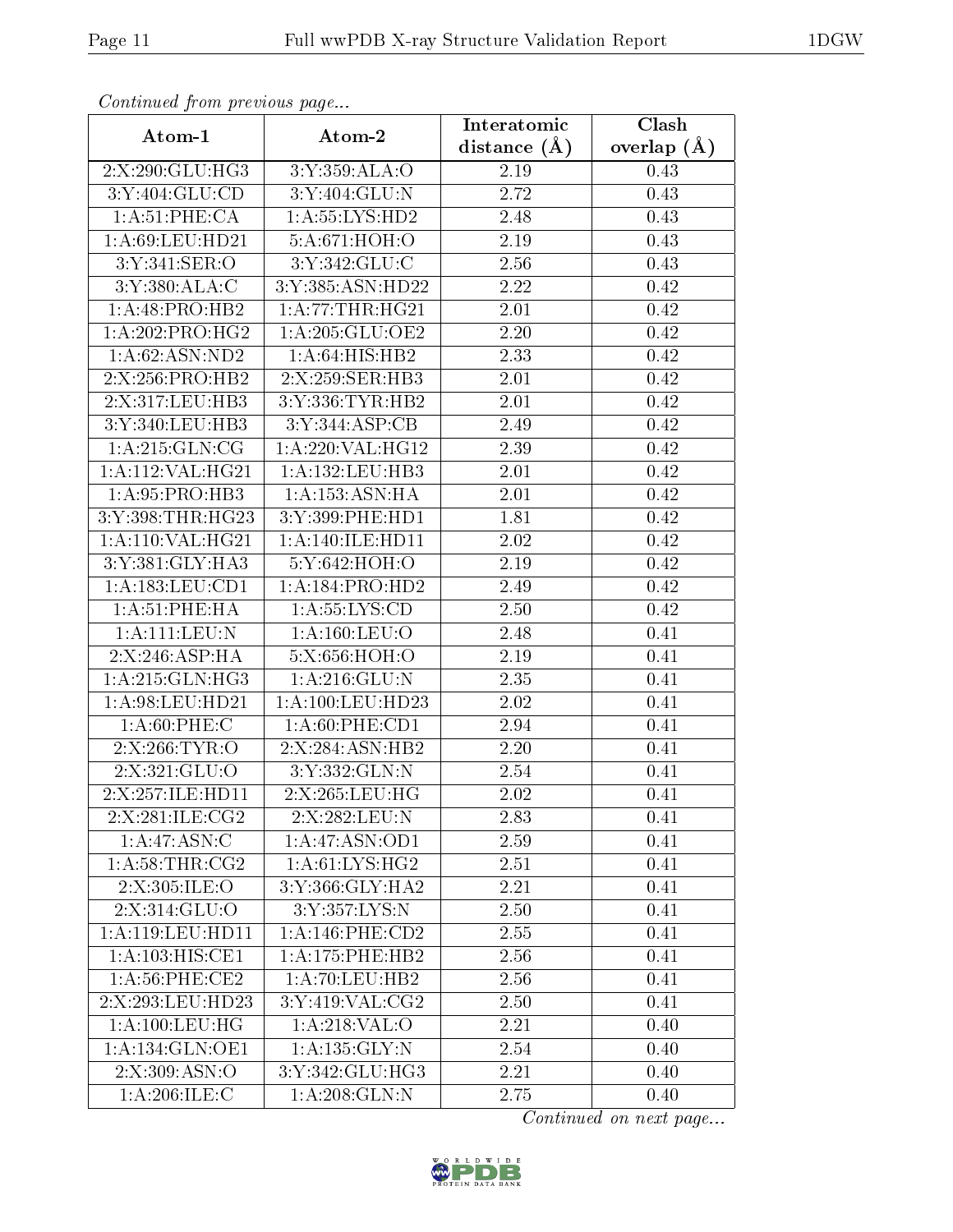*Continued from previous page...*

| Atom-1 | Atom-2 | Interatomic distance (Å) | Clash overlap (Å) |
|---|---|---|---|
| 2:X:290:GLU:HG3 | 3:Y:359:ALA:O | 2.19 | 0.43 |
| 3:Y:404:GLU:CD | 3:Y:404:GLU:N | 2.72 | 0.43 |
| 1:A:51:PHE:CA | 1:A:55:LYS:HD2 | 2.48 | 0.43 |
| 1:A:69:LEU:HD21 | 5:A:671:HOH:O | 2.19 | 0.43 |
| 3:Y:341:SER:O | 3:Y:342:GLU:C | 2.56 | 0.43 |
| 3:Y:380:ALA:C | 3:Y:385:ASN:HD22 | 2.22 | 0.42 |
| 1:A:48:PRO:HB2 | 1:A:77:THR:HG21 | 2.01 | 0.42 |
| 1:A:202:PRO:HG2 | 1:A:205:GLU:OE2 | 2.20 | 0.42 |
| 1:A:62:ASN:ND2 | 1:A:64:HIS:HB2 | 2.33 | 0.42 |
| 2:X:256:PRO:HB2 | 2:X:259:SER:HB3 | 2.01 | 0.42 |
| 2:X:317:LEU:HB3 | 3:Y:336:TYR:HB2 | 2.01 | 0.42 |
| 3:Y:340:LEU:HB3 | 3:Y:344:ASP:CB | 2.49 | 0.42 |
| 1:A:215:GLN:CG | 1:A:220:VAL:HG12 | 2.39 | 0.42 |
| 1:A:112:VAL:HG21 | 1:A:132:LEU:HB3 | 2.01 | 0.42 |
| 1:A:95:PRO:HB3 | 1:A:153:ASN:HA | 2.01 | 0.42 |
| 3:Y:398:THR:HG23 | 3:Y:399:PHE:HD1 | 1.81 | 0.42 |
| 1:A:110:VAL:HG21 | 1:A:140:ILE:HD11 | 2.02 | 0.42 |
| 3:Y:381:GLY:HA3 | 5:Y:642:HOH:O | 2.19 | 0.42 |
| 1:A:183:LEU:CD1 | 1:A:184:PRO:HD2 | 2.49 | 0.42 |
| 1:A:51:PHE:HA | 1:A:55:LYS:CD | 2.50 | 0.42 |
| 1:A:111:LEU:N | 1:A:160:LEU:O | 2.48 | 0.41 |
| 2:X:246:ASP:HA | 5:X:656:HOH:O | 2.19 | 0.41 |
| 1:A:215:GLN:HG3 | 1:A:216:GLU:N | 2.35 | 0.41 |
| 1:A:98:LEU:HD21 | 1:A:100:LEU:HD23 | 2.02 | 0.41 |
| 1:A:60:PHE:C | 1:A:60:PHE:CD1 | 2.94 | 0.41 |
| 2:X:266:TYR:O | 2:X:284:ASN:HB2 | 2.20 | 0.41 |
| 2:X:321:GLU:O | 3:Y:332:GLN:N | 2.54 | 0.41 |
| 2:X:257:ILE:HD11 | 2:X:265:LEU:HG | 2.02 | 0.41 |
| 2:X:281:ILE:CG2 | 2:X:282:LEU:N | 2.83 | 0.41 |
| 1:A:47:ASN:C | 1:A:47:ASN:OD1 | 2.59 | 0.41 |
| 1:A:58:THR:CG2 | 1:A:61:LYS:HG2 | 2.51 | 0.41 |
| 2:X:305:ILE:O | 3:Y:366:GLY:HA2 | 2.21 | 0.41 |
| 2:X:314:GLU:O | 3:Y:357:LYS:N | 2.50 | 0.41 |
| 1:A:119:LEU:HD11 | 1:A:146:PHE:CD2 | 2.55 | 0.41 |
| 1:A:103:HIS:CE1 | 1:A:175:PHE:HB2 | 2.56 | 0.41 |
| 1:A:56:PHE:CE2 | 1:A:70:LEU:HB2 | 2.56 | 0.41 |
| 2:X:293:LEU:HD23 | 3:Y:419:VAL:CG2 | 2.50 | 0.41 |
| 1:A:100:LEU:HG | 1:A:218:VAL:O | 2.21 | 0.40 |
| 1:A:134:GLN:OE1 | 1:A:135:GLY:N | 2.54 | 0.40 |
| 2:X:309:ASN:O | 3:Y:342:GLU:HG3 | 2.21 | 0.40 |
| 1:A:206:ILE:C | 1:A:208:GLN:N | 2.75 | 0.40 |

*Continued on next page...*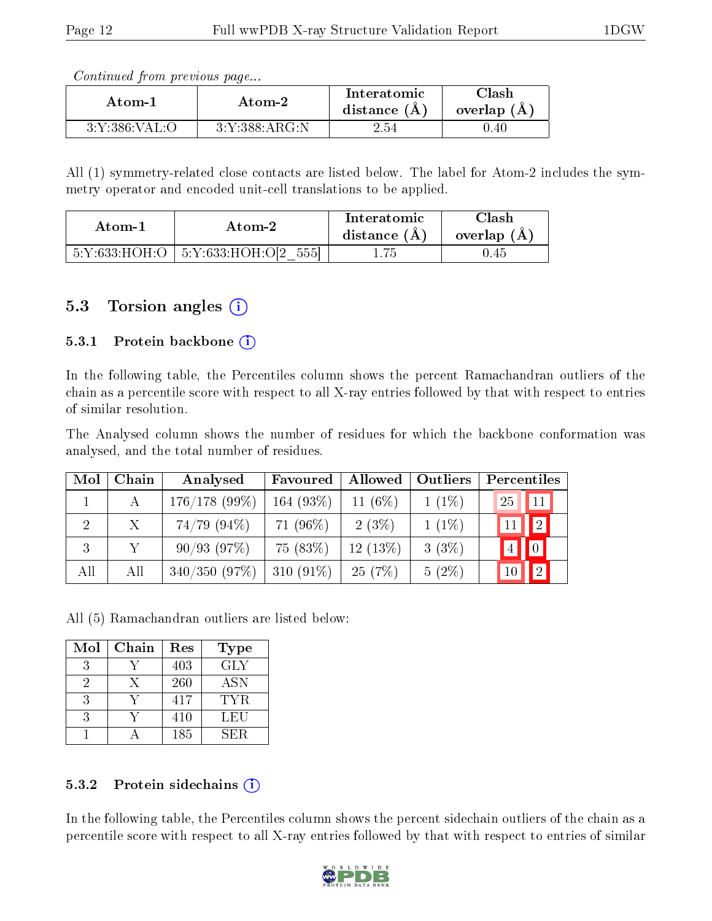*Continued from previous page...*

| Atom-1 | Atom-2 | Interatomic distance (Å) | Clash overlap (Å) |
|---|---|---|---|
| 3:Y:386:VAL:O | 3:Y:388:ARG:N | 2.54 | 0.40 |

All (1) symmetry-related close contacts are listed below. The label for Atom-2 includes the symmetry operator and encoded unit-cell translations to be applied.

| Atom-1 | Atom-2 | Interatomic distance (Å) | Clash overlap (Å) |
|---|---|---|---|
| 5:Y:633:HOH:O | 5:Y:633:HOH:O[2_555] | 1.75 | 0.45 |

## 5.3 Torsion angles

### 5.3.1 Protein backbone

In the following table, the Percentiles column shows the percent Ramachandran outliers of the chain as a percentile score with respect to all X-ray entries followed by that with respect to entries of similar resolution.

The Analysed column shows the number of residues for which the backbone conformation was analysed, and the total number of residues.

| Mol | Chain | Analysed | Favoured | Allowed | Outliers | Percentiles | |
|---|---|---|---|---|---|---|---|
| 1 | A | 176/178 (99%) | 164 (93%) | 11 (6%) | 1 (1%) | 25 | 11 |
| 2 | X | 74/79 (94%) | 71 (96%) | 2 (3%) | 1 (1%) | 11 | 2 |
| 3 | Y | 90/93 (97%) | 75 (83%) | 12 (13%) | 3 (3%) | 4 | 0 |
| All | All | 340/350 (97%) | 310 (91%) | 25 (7%) | 5 (2%) | 10 | 2 |

All (5) Ramachandran outliers are listed below:

| Mol | Chain | Res | Type |
|---|---|---|---|
| 3 | Y | 403 | GLY |
| 2 | X | 260 | ASN |
| 3 | Y | 417 | TYR |
| 3 | Y | 410 | LEU |
| 1 | A | 185 | SER |

### 5.3.2 Protein sidechains

In the following table, the Percentiles column shows the percent sidechain outliers of the chain as a percentile score with respect to all X-ray entries followed by that with respect to entries of similar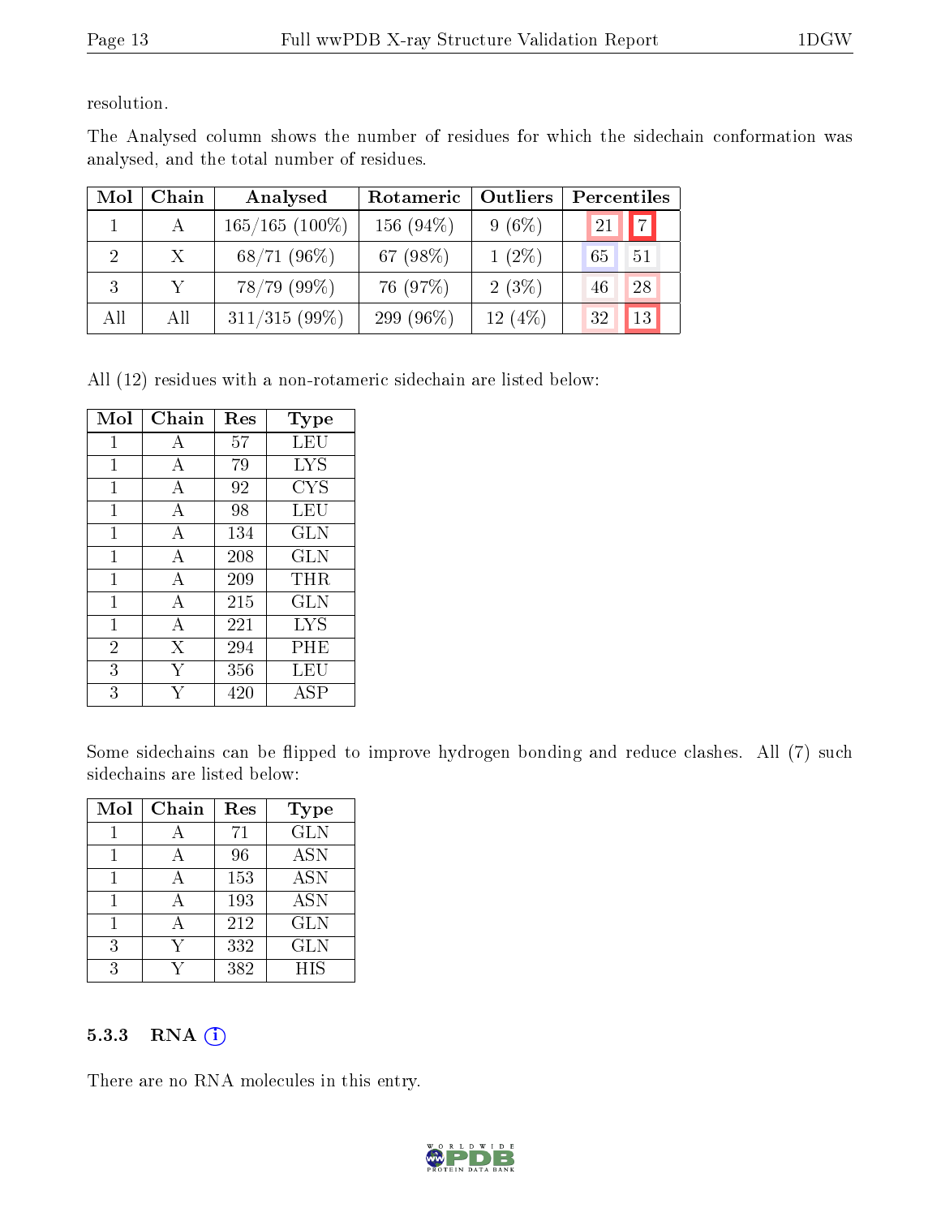resolution.

The Analysed column shows the number of residues for which the sidechain conformation was analysed, and the total number of residues.

| Mol | Chain | Analysed | Rotameric | Outliers | Percentiles | |
|---|---|---|---|---|---|---|
| 1 | A | 165/165 (100%) | 156 (94%) | 9 (6%) | 21 | 7 |
| 2 | X | 68/71 (96%) | 67 (98%) | 1 (2%) | 65 | 51 |
| 3 | Y | 78/79 (99%) | 76 (97%) | 2 (3%) | 46 | 28 |
| All | All | 311/315 (99%) | 299 (96%) | 12 (4%) | 32 | 13 |

All (12) residues with a non-rotameric sidechain are listed below:

| Mol | Chain | Res | Type |
|---|---|---|---|
| 1 | A | 57 | LEU |
| 1 | A | 79 | LYS |
| 1 | A | 92 | CYS |
| 1 | A | 98 | LEU |
| 1 | A | 134 | GLN |
| 1 | A | 208 | GLN |
| 1 | A | 209 | THR |
| 1 | A | 215 | GLN |
| 1 | A | 221 | LYS |
| 2 | X | 294 | PHE |
| 3 | Y | 356 | LEU |
| 3 | Y | 420 | ASP |

Some sidechains can be flipped to improve hydrogen bonding and reduce clashes. All (7) such sidechains are listed below:

| Mol | Chain | Res | Type |
|---|---|---|---|
| 1 | A | 71 | GLN |
| 1 | A | 96 | ASN |
| 1 | A | 153 | ASN |
| 1 | A | 193 | ASN |
| 1 | A | 212 | GLN |
| 3 | Y | 332 | GLN |
| 3 | Y | 382 | HIS |

### 5.3.3 RNA

There are no RNA molecules in this entry.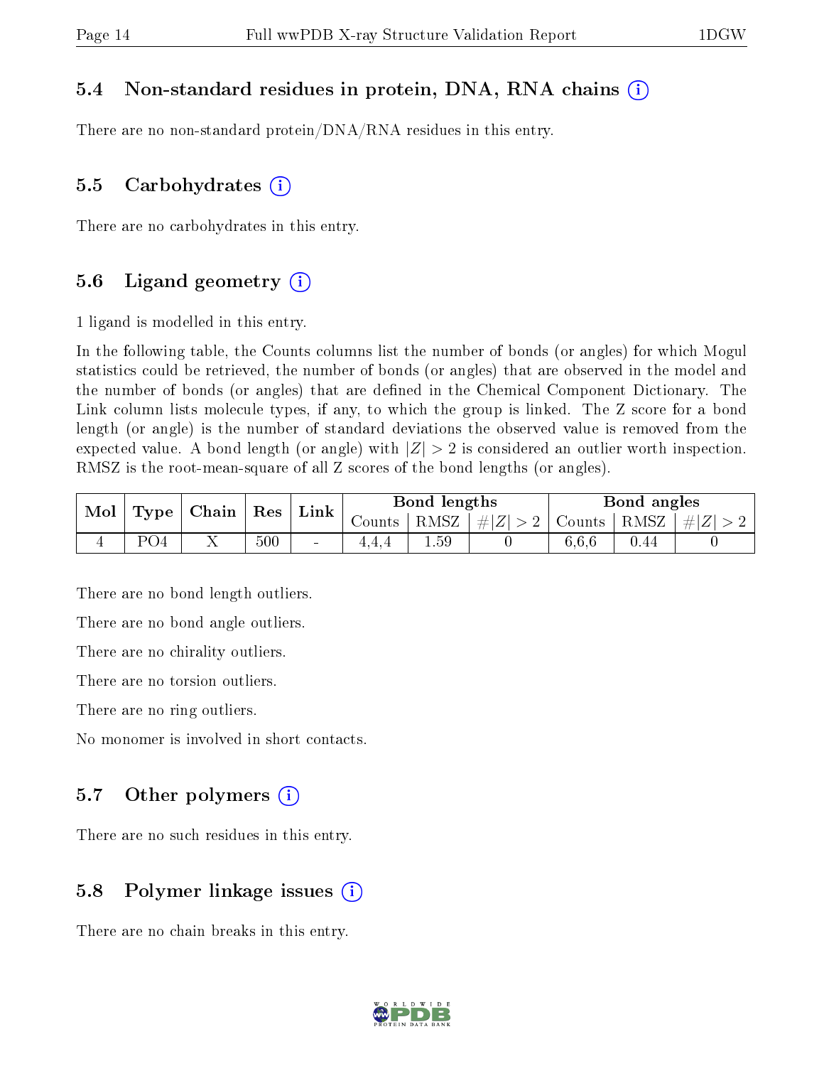### 5.4 Non-standard residues in protein, DNA, RNA chains

There are no non-standard protein/DNA/RNA residues in this entry.

### 5.5 Carbohydrates

There are no carbohydrates in this entry.

### 5.6 Ligand geometry

1 ligand is modelled in this entry.

In the following table, the Counts columns list the number of bonds (or angles) for which Mogul statistics could be retrieved, the number of bonds (or angles) that are observed in the model and the number of bonds (or angles) that are defined in the Chemical Component Dictionary. The Link column lists molecule types, if any, to which the group is linked. The Z score for a bond length (or angle) is the number of standard deviations the observed value is removed from the expected value. A bond length (or angle) with $|Z| > 2$ is considered an outlier worth inspection. RMSZ is the root-mean-square of all Z scores of the bond lengths (or angles).

| Mol | Type | Chain | Res | Link | Bond lengths | | | Bond angles | | |
|---|---|---|---|---|---|---|---|---|---|---|
| | | | | | Counts | RMSZ | $\#\|Z\| > 2$ | Counts | RMSZ | $\#\|Z\| > 2$ |
| 4 | PO4 | X | 500 | - | 4,4,4 | 1.59 | 0 | 6,6,6 | 0.44 | 0 |

There are no bond length outliers.

There are no bond angle outliers.

There are no chirality outliers.

There are no torsion outliers.

There are no ring outliers.

No monomer is involved in short contacts.

### 5.7 Other polymers

There are no such residues in this entry.

### 5.8 Polymer linkage issues

There are no chain breaks in this entry.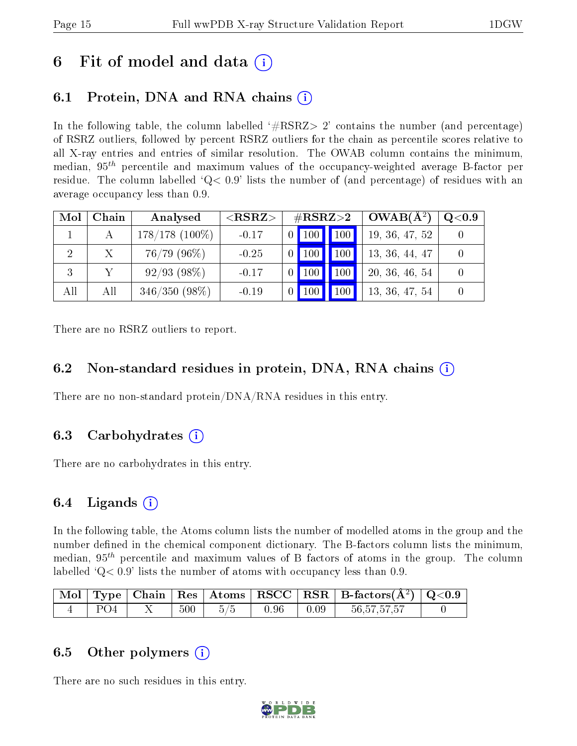# 6 Fit of model and data

## 6.1 Protein, DNA and RNA chains

In the following table, the column labelled '#RSRZ> 2' contains the number (and percentage) of RSRZ outliers, followed by percent RSRZ outliers for the chain as percentile scores relative to all X-ray entries and entries of similar resolution. The OWAB column contains the minimum, median, $95^{th}$ percentile and maximum values of the occupancy-weighted average B-factor per residue. The column labelled 'Q< 0.9' lists the number of (and percentage) of residues with an average occupancy less than 0.9.

| Mol | Chain | Analysed | <RSRZ> | #RSRZ>2 | | | OWAB(Å$^2$) | Q<0.9 |
|---|---|---|---|---|---|---|---|---|
| 1 | A | 178/178 (100%) | -0.17 | 0 | 100 | 100 | 19, 36, 47, 52 | 0 |
| 2 | X | 76/79 (96%) | -0.25 | 0 | 100 | 100 | 13, 36, 44, 47 | 0 |
| 3 | Y | 92/93 (98%) | -0.17 | 0 | 100 | 100 | 20, 36, 46, 54 | 0 |
| All | All | 346/350 (98%) | -0.19 | 0 | 100 | 100 | 13, 36, 47, 54 | 0 |

There are no RSRZ outliers to report.

## 6.2 Non-standard residues in protein, DNA, RNA chains

There are no non-standard protein/DNA/RNA residues in this entry.

## 6.3 Carbohydrates

There are no carbohydrates in this entry.

## 6.4 Ligands

In the following table, the Atoms column lists the number of modelled atoms in the group and the number defined in the chemical component dictionary. The B-factors column lists the minimum, median, $95^{th}$ percentile and maximum values of B factors of atoms in the group. The column labelled 'Q< 0.9' lists the number of atoms with occupancy less than 0.9.

| Mol | Type | Chain | Res | Atoms | RSCC | RSR | B-factors(Å$^2$) | Q<0.9 |
|---|---|---|---|---|---|---|---|---|
| 4 | PO4 | X | 500 | 5/5 | 0.96 | 0.09 | 56,57,57,57 | 0 |

## 6.5 Other polymers

There are no such residues in this entry.